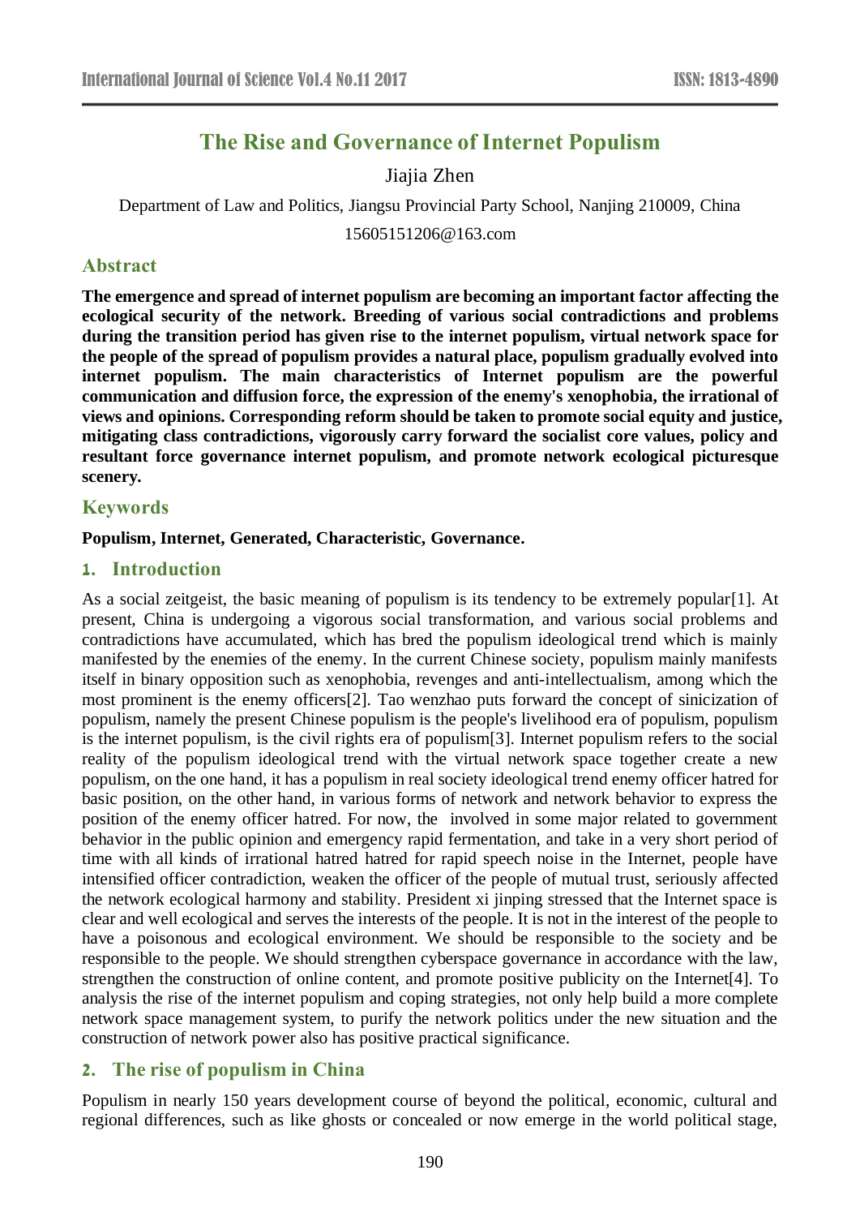# The Rise and Governance of Internet Populism

Jiajia Zhen

Department of Law and Politics, Jiangsu Provincial Party School, Nanjing 210009, China

15605151206@163.com

## Abstract

**The emergence and spread of internet populism are becoming an important factor affecting the ecological security of the network. Breeding of various social contradictions and problems during the transition period has given rise to the internet populism, virtual network space for the people of the spread of populism provides a natural place, populism gradually evolved into internet populism. The main characteristics of Internet populism are the powerful communication and diffusion force, the expression of the enemy's xenophobia, the irrational of views and opinions. Corresponding reform should be taken to promote social equity and justice, mitigating class contradictions, vigorously carry forward the socialist core values, policy and resultant force governance internet populism, and promote network ecological picturesque scenery.**

## Keywords

**Populism, Internet, Generated, Characteristic, Governance.**

## 1. Introduction

As a social zeitgeist, the basic meaning of populism is its tendency to be extremely popular[1]. At present, China is undergoing a vigorous social transformation, and various social problems and contradictions have accumulated, which has bred the populism ideological trend which is mainly manifested by the enemies of the enemy. In the current Chinese society, populism mainly manifests itself in binary opposition such as xenophobia, revenges and anti-intellectualism, among which the most prominent is the enemy officers[2]. Tao wenzhao puts forward the concept of sinicization of populism, namely the present Chinese populism is the people's livelihood era of populism, populism is the internet populism, is the civil rights era of populism[3]. Internet populism refers to the social reality of the populism ideological trend with the virtual network space together create a new populism, on the one hand, it has a populism in real society ideological trend enemy officer hatred for basic position, on the other hand, in various forms of network and network behavior to express the position of the enemy officer hatred. For now, the involved in some major related to government behavior in the public opinion and emergency rapid fermentation, and take in a very short period of time with all kinds of irrational hatred hatred for rapid speech noise in the Internet, people have intensified officer contradiction, weaken the officer of the people of mutual trust, seriously affected the network ecological harmony and stability. President xi jinping stressed that the Internet space is clear and well ecological and serves the interests of the people. It is not in the interest of the people to have a poisonous and ecological environment. We should be responsible to the society and be responsible to the people. We should strengthen cyberspace governance in accordance with the law, strengthen the construction of online content, and promote positive publicity on the Internet[4]. To analysis the rise of the internet populism and coping strategies, not only help build a more complete network space management system, to purify the network politics under the new situation and the construction of network power also has positive practical significance.

## 2. The rise of populism in China

Populism in nearly 150 years development course of beyond the political, economic, cultural and regional differences, such as like ghosts or concealed or now emerge in the world political stage,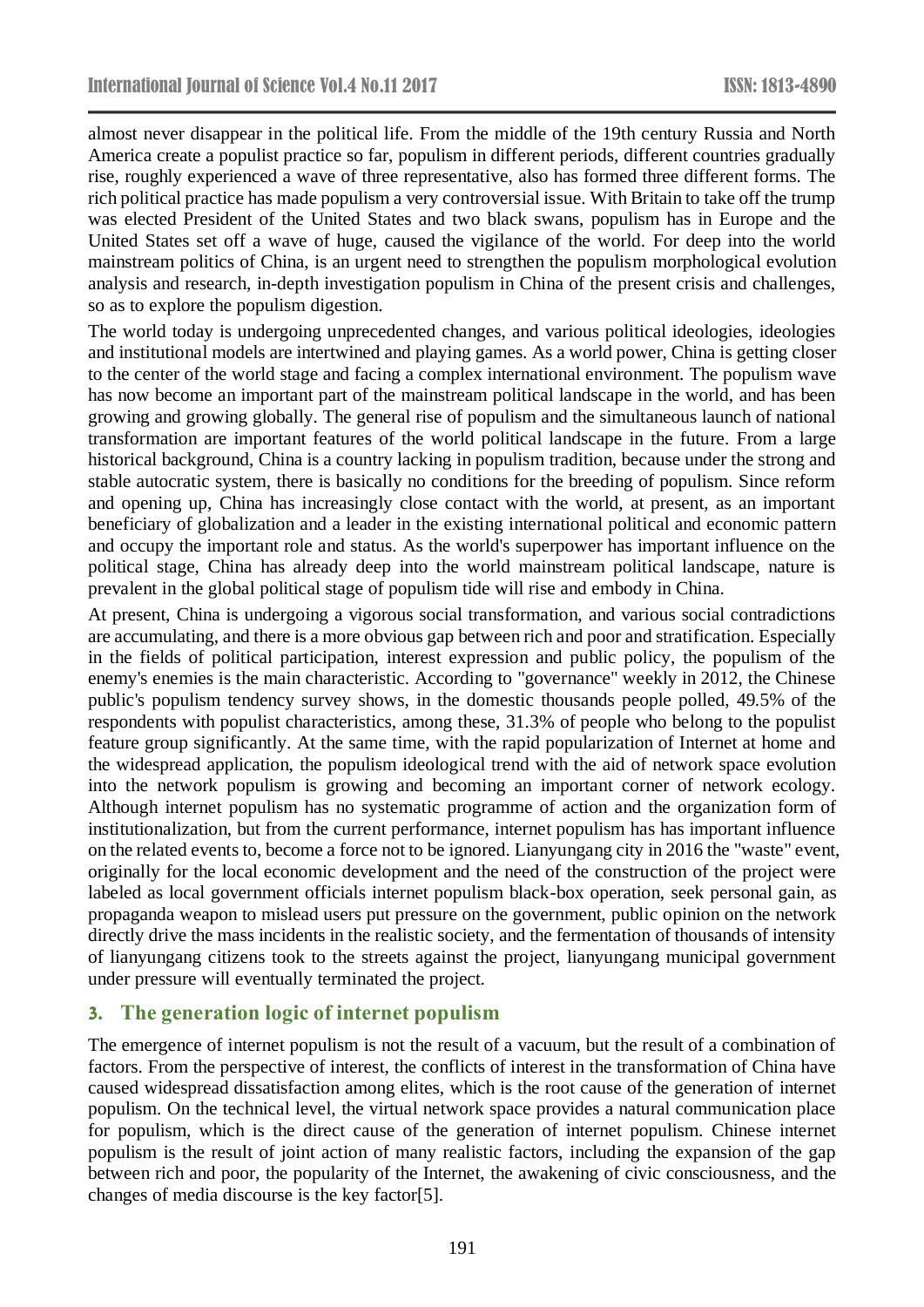almost never disappear in the political life. From the middle of the 19th century Russia and North America create a populist practice so far, populism in different periods, different countries gradually rise, roughly experienced a wave of three representative, also has formed three different forms. The rich political practice has made populism a very controversial issue. With Britain to take off the trump was elected President of the United States and two black swans, populism has in Europe and the United States set off a wave of huge, caused the vigilance of the world. For deep into the world mainstream politics of China, is an urgent need to strengthen the populism morphological evolution analysis and research, in-depth investigation populism in China of the present crisis and challenges, so as to explore the populism digestion.

The world today is undergoing unprecedented changes, and various political ideologies, ideologies and institutional models are intertwined and playing games. As a world power, China is getting closer to the center of the world stage and facing a complex international environment. The populism wave has now become an important part of the mainstream political landscape in the world, and has been growing and growing globally. The general rise of populism and the simultaneous launch of national transformation are important features of the world political landscape in the future. From a large historical background, China is a country lacking in populism tradition, because under the strong and stable autocratic system, there is basically no conditions for the breeding of populism. Since reform and opening up, China has increasingly close contact with the world, at present, as an important beneficiary of globalization and a leader in the existing international political and economic pattern and occupy the important role and status. As the world's superpower has important influence on the political stage, China has already deep into the world mainstream political landscape, nature is prevalent in the global political stage of populism tide will rise and embody in China.

At present, China is undergoing a vigorous social transformation, and various social contradictions are accumulating, and there is a more obvious gap between rich and poor and stratification. Especially in the fields of political participation, interest expression and public policy, the populism of the enemy's enemies is the main characteristic. According to "governance" weekly in 2012, the Chinese public's populism tendency survey shows, in the domestic thousands people polled, 49.5% of the respondents with populist characteristics, among these, 31.3% of people who belong to the populist feature group significantly. At the same time, with the rapid popularization of Internet at home and the widespread application, the populism ideological trend with the aid of network space evolution into the network populism is growing and becoming an important corner of network ecology. Although internet populism has no systematic programme of action and the organization form of institutionalization, but from the current performance, internet populism has has important influence on the related events to, become a force not to be ignored. Lianyungang city in 2016 the "waste" event, originally for the local economic development and the need of the construction of the project were labeled as local government officials internet populism black-box operation, seek personal gain, as propaganda weapon to mislead users put pressure on the government, public opinion on the network directly drive the mass incidents in the realistic society, and the fermentation of thousands of intensity of lianyungang citizens took to the streets against the project, lianyungang municipal government under pressure will eventually terminated the project.

## 3. The generation logic of internet populism

The emergence of internet populism is not the result of a vacuum, but the result of a combination of factors. From the perspective of interest, the conflicts of interest in the transformation of China have caused widespread dissatisfaction among elites, which is the root cause of the generation of internet populism. On the technical level, the virtual network space provides a natural communication place for populism, which is the direct cause of the generation of internet populism. Chinese internet populism is the result of joint action of many realistic factors, including the expansion of the gap between rich and poor, the popularity of the Internet, the awakening of civic consciousness, and the changes of media discourse is the key factor[5].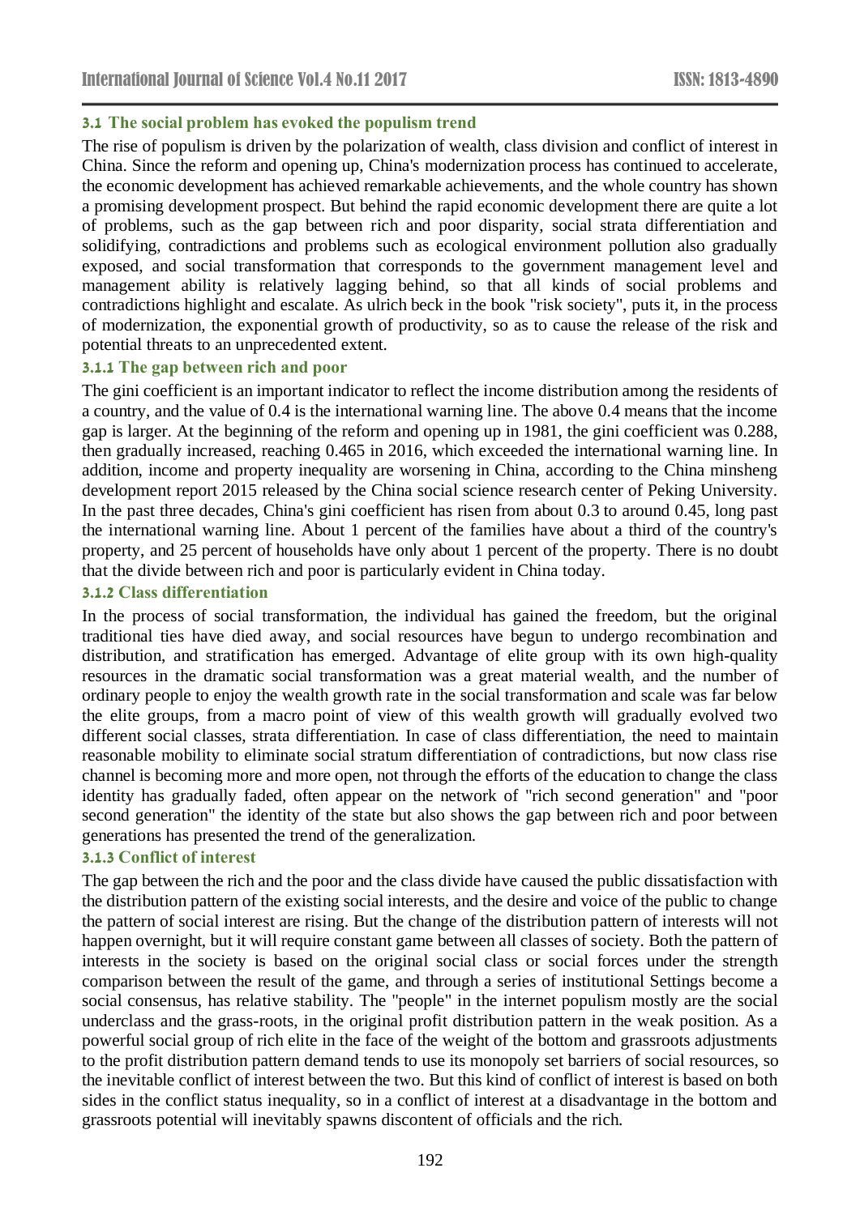### 3.1 The social problem has evoked the populism trend

The rise of populism is driven by the polarization of wealth, class division and conflict of interest in China. Since the reform and opening up, China's modernization process has continued to accelerate, the economic development has achieved remarkable achievements, and the whole country has shown a promising development prospect. But behind the rapid economic development there are quite a lot of problems, such as the gap between rich and poor disparity, social strata differentiation and solidifying, contradictions and problems such as ecological environment pollution also gradually exposed, and social transformation that corresponds to the government management level and management ability is relatively lagging behind, so that all kinds of social problems and contradictions highlight and escalate. As ulrich beck in the book "risk society", puts it, in the process of modernization, the exponential growth of productivity, so as to cause the release of the risk and potential threats to an unprecedented extent.

#### 3.1.1 The gap between rich and poor

The gini coefficient is an important indicator to reflect the income distribution among the residents of a country, and the value of 0.4 is the international warning line. The above 0.4 means that the income gap is larger. At the beginning of the reform and opening up in 1981, the gini coefficient was 0.288, then gradually increased, reaching 0.465 in 2016, which exceeded the international warning line. In addition, income and property inequality are worsening in China, according to the China minsheng development report 2015 released by the China social science research center of Peking University. In the past three decades, China's gini coefficient has risen from about 0.3 to around 0.45, long past the international warning line. About 1 percent of the families have about a third of the country's property, and 25 percent of households have only about 1 percent of the property. There is no doubt that the divide between rich and poor is particularly evident in China today.

#### 3.1.2 Class differentiation

In the process of social transformation, the individual has gained the freedom, but the original traditional ties have died away, and social resources have begun to undergo recombination and distribution, and stratification has emerged. Advantage of elite group with its own high-quality resources in the dramatic social transformation was a great material wealth, and the number of ordinary people to enjoy the wealth growth rate in the social transformation and scale was far below the elite groups, from a macro point of view of this wealth growth will gradually evolved two different social classes, strata differentiation. In case of class differentiation, the need to maintain reasonable mobility to eliminate social stratum differentiation of contradictions, but now class rise channel is becoming more and more open, not through the efforts of the education to change the class identity has gradually faded, often appear on the network of "rich second generation" and "poor second generation" the identity of the state but also shows the gap between rich and poor between generations has presented the trend of the generalization.

#### 3.1.3 Conflict of interest

The gap between the rich and the poor and the class divide have caused the public dissatisfaction with the distribution pattern of the existing social interests, and the desire and voice of the public to change the pattern of social interest are rising. But the change of the distribution pattern of interests will not happen overnight, but it will require constant game between all classes of society. Both the pattern of interests in the society is based on the original social class or social forces under the strength comparison between the result of the game, and through a series of institutional Settings become a social consensus, has relative stability. The "people" in the internet populism mostly are the social underclass and the grass-roots, in the original profit distribution pattern in the weak position. As a powerful social group of rich elite in the face of the weight of the bottom and grassroots adjustments to the profit distribution pattern demand tends to use its monopoly set barriers of social resources, so the inevitable conflict of interest between the two. But this kind of conflict of interest is based on both sides in the conflict status inequality, so in a conflict of interest at a disadvantage in the bottom and grassroots potential will inevitably spawns discontent of officials and the rich.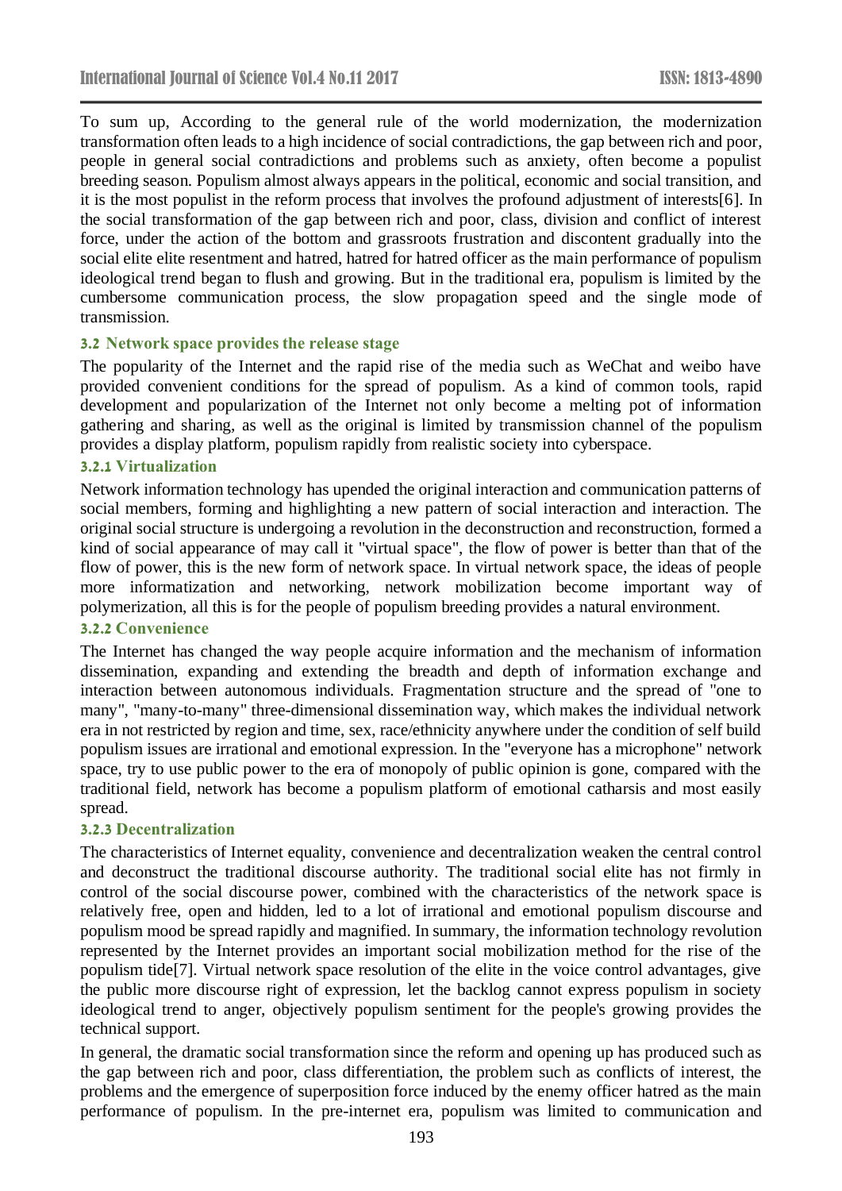To sum up, According to the general rule of the world modernization, the modernization transformation often leads to a high incidence of social contradictions, the gap between rich and poor, people in general social contradictions and problems such as anxiety, often become a populist breeding season. Populism almost always appears in the political, economic and social transition, and it is the most populist in the reform process that involves the profound adjustment of interests[6]. In the social transformation of the gap between rich and poor, class, division and conflict of interest force, under the action of the bottom and grassroots frustration and discontent gradually into the social elite elite resentment and hatred, hatred for hatred officer as the main performance of populism ideological trend began to flush and growing. But in the traditional era, populism is limited by the cumbersome communication process, the slow propagation speed and the single mode of transmission.

### 3.2 Network space provides the release stage

The popularity of the Internet and the rapid rise of the media such as WeChat and weibo have provided convenient conditions for the spread of populism. As a kind of common tools, rapid development and popularization of the Internet not only become a melting pot of information gathering and sharing, as well as the original is limited by transmission channel of the populism provides a display platform, populism rapidly from realistic society into cyberspace.

#### 3.2.1 Virtualization

Network information technology has upended the original interaction and communication patterns of social members, forming and highlighting a new pattern of social interaction and interaction. The original social structure is undergoing a revolution in the deconstruction and reconstruction, formed a kind of social appearance of may call it "virtual space", the flow of power is better than that of the flow of power, this is the new form of network space. In virtual network space, the ideas of people more informatization and networking, network mobilization become important way of polymerization, all this is for the people of populism breeding provides a natural environment.

#### 3.2.2 Convenience

The Internet has changed the way people acquire information and the mechanism of information dissemination, expanding and extending the breadth and depth of information exchange and interaction between autonomous individuals. Fragmentation structure and the spread of "one to many", "many-to-many" three-dimensional dissemination way, which makes the individual network era in not restricted by region and time, sex, race/ethnicity anywhere under the condition of self build populism issues are irrational and emotional expression. In the "everyone has a microphone" network space, try to use public power to the era of monopoly of public opinion is gone, compared with the traditional field, network has become a populism platform of emotional catharsis and most easily spread.

#### 3.2.3 Decentralization

The characteristics of Internet equality, convenience and decentralization weaken the central control and deconstruct the traditional discourse authority. The traditional social elite has not firmly in control of the social discourse power, combined with the characteristics of the network space is relatively free, open and hidden, led to a lot of irrational and emotional populism discourse and populism mood be spread rapidly and magnified. In summary, the information technology revolution represented by the Internet provides an important social mobilization method for the rise of the populism tide[7]. Virtual network space resolution of the elite in the voice control advantages, give the public more discourse right of expression, let the backlog cannot express populism in society ideological trend to anger, objectively populism sentiment for the people's growing provides the technical support.

In general, the dramatic social transformation since the reform and opening up has produced such as the gap between rich and poor, class differentiation, the problem such as conflicts of interest, the problems and the emergence of superposition force induced by the enemy officer hatred as the main performance of populism. In the pre-internet era, populism was limited to communication and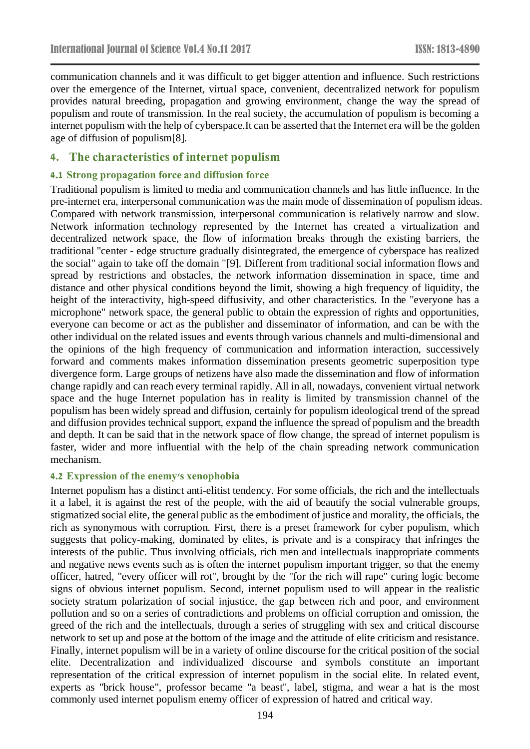communication channels and it was difficult to get bigger attention and influence. Such restrictions over the emergence of the Internet, virtual space, convenient, decentralized network for populism provides natural breeding, propagation and growing environment, change the way the spread of populism and route of transmission. In the real society, the accumulation of populism is becoming a internet populism with the help of cyberspace.It can be asserted that the Internet era will be the golden age of diffusion of populism[8].

## 4. The characteristics of internet populism

### 4.1 Strong propagation force and diffusion force

Traditional populism is limited to media and communication channels and has little influence. In the pre-internet era, interpersonal communication was the main mode of dissemination of populism ideas. Compared with network transmission, interpersonal communication is relatively narrow and slow. Network information technology represented by the Internet has created a virtualization and decentralized network space, the flow of information breaks through the existing barriers, the traditional "center - edge structure gradually disintegrated, the emergence of cyberspace has realized the social" again to take off the domain "[9]. Different from traditional social information flows and spread by restrictions and obstacles, the network information dissemination in space, time and distance and other physical conditions beyond the limit, showing a high frequency of liquidity, the height of the interactivity, high-speed diffusivity, and other characteristics. In the "everyone has a microphone" network space, the general public to obtain the expression of rights and opportunities, everyone can become or act as the publisher and disseminator of information, and can be with the other individual on the related issues and events through various channels and multi-dimensional and the opinions of the high frequency of communication and information interaction, successively forward and comments makes information dissemination presents geometric superposition type divergence form. Large groups of netizens have also made the dissemination and flow of information change rapidly and can reach every terminal rapidly. All in all, nowadays, convenient virtual network space and the huge Internet population has in reality is limited by transmission channel of the populism has been widely spread and diffusion, certainly for populism ideological trend of the spread and diffusion provides technical support, expand the influence the spread of populism and the breadth and depth. It can be said that in the network space of flow change, the spread of internet populism is faster, wider and more influential with the help of the chain spreading network communication mechanism.

### 4.2 Expression of the enemy's xenophobia

Internet populism has a distinct anti-elitist tendency. For some officials, the rich and the intellectuals it a label, it is against the rest of the people, with the aid of beautify the social vulnerable groups, stigmatized social elite, the general public as the embodiment of justice and morality, the officials, the rich as synonymous with corruption. First, there is a preset framework for cyber populism, which suggests that policy-making, dominated by elites, is private and is a conspiracy that infringes the interests of the public. Thus involving officials, rich men and intellectuals inappropriate comments and negative news events such as is often the internet populism important trigger, so that the enemy officer, hatred, "every officer will rot", brought by the "for the rich will rape" curing logic become signs of obvious internet populism. Second, internet populism used to will appear in the realistic society stratum polarization of social injustice, the gap between rich and poor, and environment pollution and so on a series of contradictions and problems on official corruption and omission, the greed of the rich and the intellectuals, through a series of struggling with sex and critical discourse network to set up and pose at the bottom of the image and the attitude of elite criticism and resistance. Finally, internet populism will be in a variety of online discourse for the critical position of the social elite. Decentralization and individualized discourse and symbols constitute an important representation of the critical expression of internet populism in the social elite. In related event, experts as "brick house", professor became "a beast", label, stigma, and wear a hat is the most commonly used internet populism enemy officer of expression of hatred and critical way.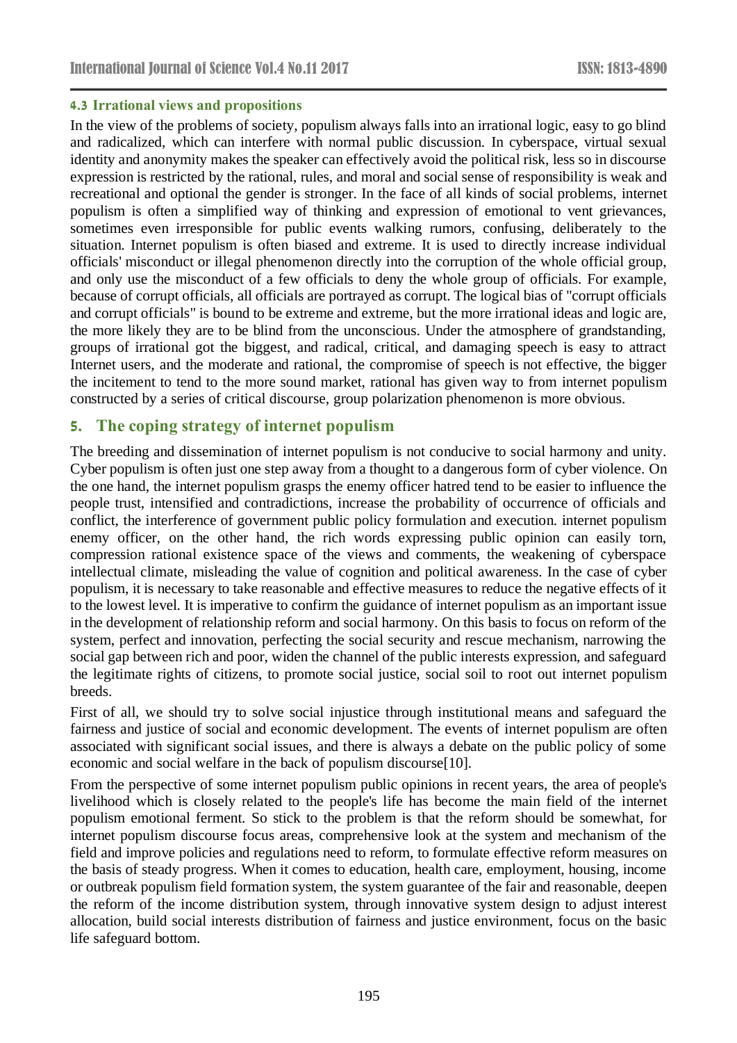### 4.3 Irrational views and propositions

In the view of the problems of society, populism always falls into an irrational logic, easy to go blind and radicalized, which can interfere with normal public discussion. In cyberspace, virtual sexual identity and anonymity makes the speaker can effectively avoid the political risk, less so in discourse expression is restricted by the rational, rules, and moral and social sense of responsibility is weak and recreational and optional the gender is stronger. In the face of all kinds of social problems, internet populism is often a simplified way of thinking and expression of emotional to vent grievances, sometimes even irresponsible for public events walking rumors, confusing, deliberately to the situation. Internet populism is often biased and extreme. It is used to directly increase individual officials' misconduct or illegal phenomenon directly into the corruption of the whole official group, and only use the misconduct of a few officials to deny the whole group of officials. For example, because of corrupt officials, all officials are portrayed as corrupt. The logical bias of "corrupt officials and corrupt officials" is bound to be extreme and extreme, but the more irrational ideas and logic are, the more likely they are to be blind from the unconscious. Under the atmosphere of grandstanding, groups of irrational got the biggest, and radical, critical, and damaging speech is easy to attract Internet users, and the moderate and rational, the compromise of speech is not effective, the bigger the incitement to tend to the more sound market, rational has given way to from internet populism constructed by a series of critical discourse, group polarization phenomenon is more obvious.

## 5. The coping strategy of internet populism

The breeding and dissemination of internet populism is not conducive to social harmony and unity. Cyber populism is often just one step away from a thought to a dangerous form of cyber violence. On the one hand, the internet populism grasps the enemy officer hatred tend to be easier to influence the people trust, intensified and contradictions, increase the probability of occurrence of officials and conflict, the interference of government public policy formulation and execution. internet populism enemy officer, on the other hand, the rich words expressing public opinion can easily torn, compression rational existence space of the views and comments, the weakening of cyberspace intellectual climate, misleading the value of cognition and political awareness. In the case of cyber populism, it is necessary to take reasonable and effective measures to reduce the negative effects of it to the lowest level. It is imperative to confirm the guidance of internet populism as an important issue in the development of relationship reform and social harmony. On this basis to focus on reform of the system, perfect and innovation, perfecting the social security and rescue mechanism, narrowing the social gap between rich and poor, widen the channel of the public interests expression, and safeguard the legitimate rights of citizens, to promote social justice, social soil to root out internet populism breeds.

First of all, we should try to solve social injustice through institutional means and safeguard the fairness and justice of social and economic development. The events of internet populism are often associated with significant social issues, and there is always a debate on the public policy of some economic and social welfare in the back of populism discourse[10].

From the perspective of some internet populism public opinions in recent years, the area of people's livelihood which is closely related to the people's life has become the main field of the internet populism emotional ferment. So stick to the problem is that the reform should be somewhat, for internet populism discourse focus areas, comprehensive look at the system and mechanism of the field and improve policies and regulations need to reform, to formulate effective reform measures on the basis of steady progress. When it comes to education, health care, employment, housing, income or outbreak populism field formation system, the system guarantee of the fair and reasonable, deepen the reform of the income distribution system, through innovative system design to adjust interest allocation, build social interests distribution of fairness and justice environment, focus on the basic life safeguard bottom.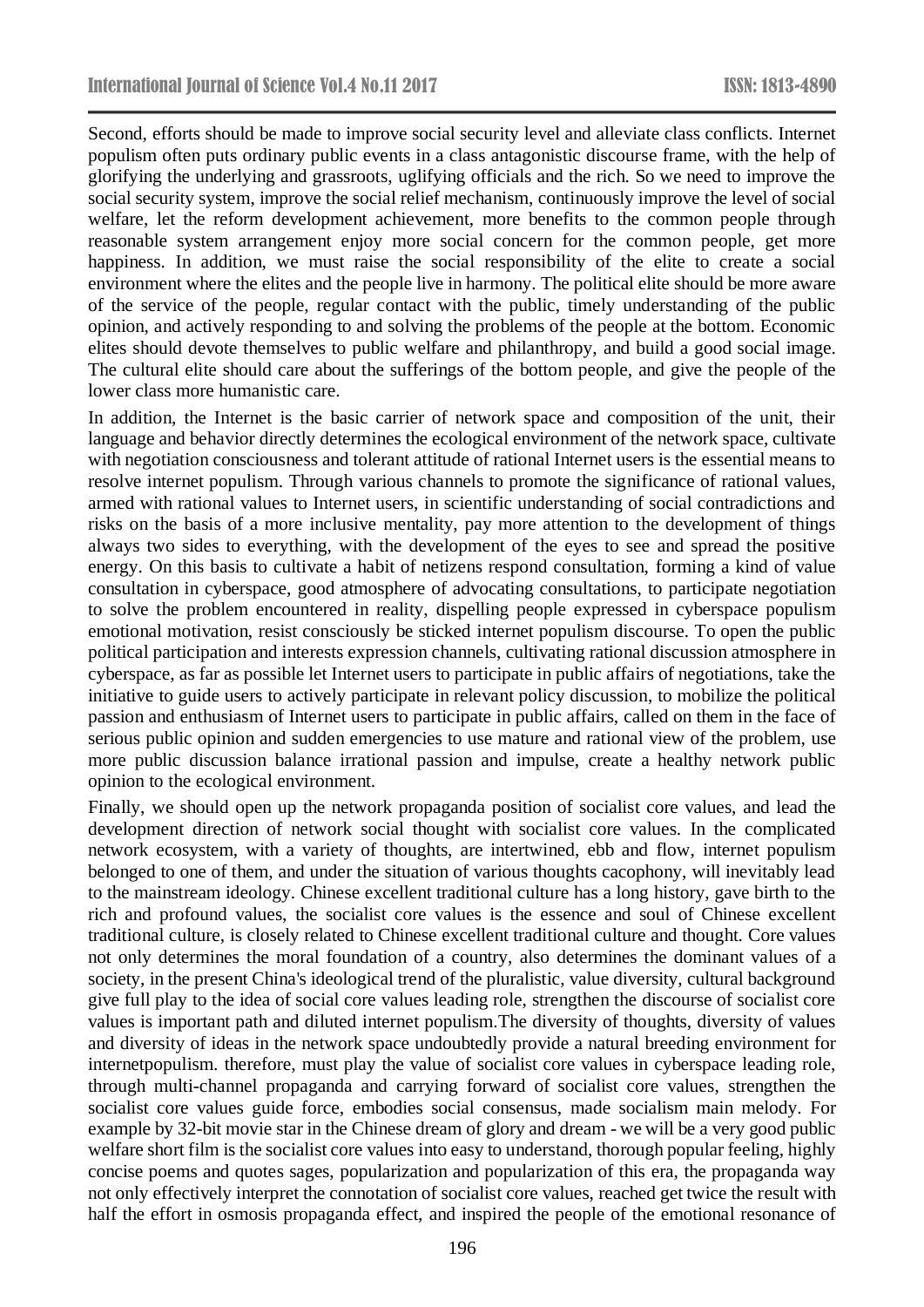Second, efforts should be made to improve social security level and alleviate class conflicts. Internet populism often puts ordinary public events in a class antagonistic discourse frame, with the help of glorifying the underlying and grassroots, uglifying officials and the rich. So we need to improve the social security system, improve the social relief mechanism, continuously improve the level of social welfare, let the reform development achievement, more benefits to the common people through reasonable system arrangement enjoy more social concern for the common people, get more happiness. In addition, we must raise the social responsibility of the elite to create a social environment where the elites and the people live in harmony. The political elite should be more aware of the service of the people, regular contact with the public, timely understanding of the public opinion, and actively responding to and solving the problems of the people at the bottom. Economic elites should devote themselves to public welfare and philanthropy, and build a good social image. The cultural elite should care about the sufferings of the bottom people, and give the people of the lower class more humanistic care.

In addition, the Internet is the basic carrier of network space and composition of the unit, their language and behavior directly determines the ecological environment of the network space, cultivate with negotiation consciousness and tolerant attitude of rational Internet users is the essential means to resolve internet populism. Through various channels to promote the significance of rational values, armed with rational values to Internet users, in scientific understanding of social contradictions and risks on the basis of a more inclusive mentality, pay more attention to the development of things always two sides to everything, with the development of the eyes to see and spread the positive energy. On this basis to cultivate a habit of netizens respond consultation, forming a kind of value consultation in cyberspace, good atmosphere of advocating consultations, to participate negotiation to solve the problem encountered in reality, dispelling people expressed in cyberspace populism emotional motivation, resist consciously be sticked internet populism discourse. To open the public political participation and interests expression channels, cultivating rational discussion atmosphere in cyberspace, as far as possible let Internet users to participate in public affairs of negotiations, take the initiative to guide users to actively participate in relevant policy discussion, to mobilize the political passion and enthusiasm of Internet users to participate in public affairs, called on them in the face of serious public opinion and sudden emergencies to use mature and rational view of the problem, use more public discussion balance irrational passion and impulse, create a healthy network public opinion to the ecological environment.

Finally, we should open up the network propaganda position of socialist core values, and lead the development direction of network social thought with socialist core values. In the complicated network ecosystem, with a variety of thoughts, are intertwined, ebb and flow, internet populism belonged to one of them, and under the situation of various thoughts cacophony, will inevitably lead to the mainstream ideology. Chinese excellent traditional culture has a long history, gave birth to the rich and profound values, the socialist core values is the essence and soul of Chinese excellent traditional culture, is closely related to Chinese excellent traditional culture and thought. Core values not only determines the moral foundation of a country, also determines the dominant values of a society, in the present China's ideological trend of the pluralistic, value diversity, cultural background give full play to the idea of social core values leading role, strengthen the discourse of socialist core values is important path and diluted internet populism.The diversity of thoughts, diversity of values and diversity of ideas in the network space undoubtedly provide a natural breeding environment for internetpopulism. therefore, must play the value of socialist core values in cyberspace leading role, through multi-channel propaganda and carrying forward of socialist core values, strengthen the socialist core values guide force, embodies social consensus, made socialism main melody. For example by 32-bit movie star in the Chinese dream of glory and dream - we will be a very good public welfare short film is the socialist core values into easy to understand, thorough popular feeling, highly concise poems and quotes sages, popularization and popularization of this era, the propaganda way not only effectively interpret the connotation of socialist core values, reached get twice the result with half the effort in osmosis propaganda effect, and inspired the people of the emotional resonance of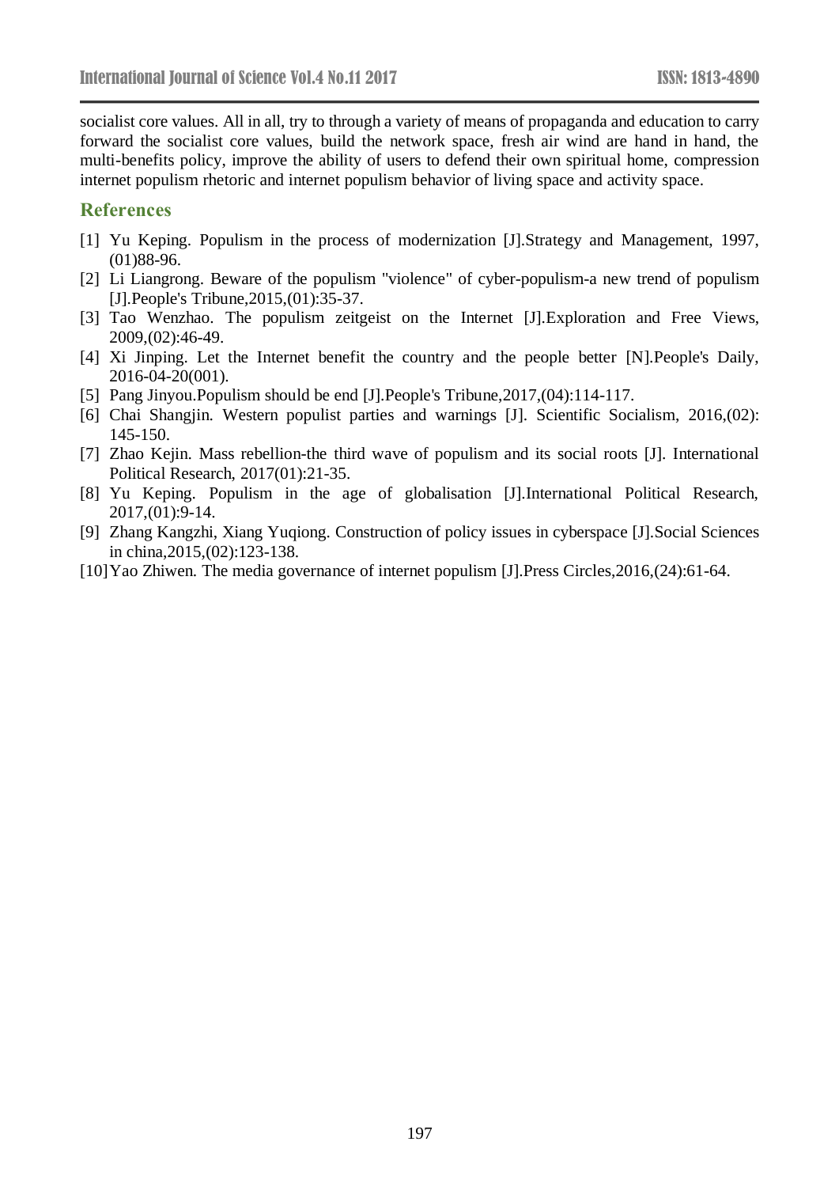socialist core values. All in all, try to through a variety of means of propaganda and education to carry forward the socialist core values, build the network space, fresh air wind are hand in hand, the multi-benefits policy, improve the ability of users to defend their own spiritual home, compression internet populism rhetoric and internet populism behavior of living space and activity space.

## References

[1] Yu Keping. Populism in the process of modernization [J].Strategy and Management, 1997,(01)88-96.

[2] Li Liangrong. Beware of the populism "violence" of cyber-populism-a new trend of populism [J].People's Tribune,2015,(01):35-37.

[3] Tao Wenzhao. The populism zeitgeist on the Internet [J].Exploration and Free Views, 2009,(02):46-49.

[4] Xi Jinping. Let the Internet benefit the country and the people better [N].People's Daily, 2016-04-20(001).

[5] Pang Jinyou.Populism should be end [J].People's Tribune,2017,(04):114-117.

[6] Chai Shangjin. Western populist parties and warnings [J]. Scientific Socialism, 2016,(02): 145-150.

[7] Zhao Kejin. Mass rebellion-the third wave of populism and its social roots [J]. International Political Research, 2017(01):21-35.

[8] Yu Keping. Populism in the age of globalisation [J].International Political Research, 2017,(01):9-14.

[9] Zhang Kangzhi, Xiang Yuqiong. Construction of policy issues in cyberspace [J].Social Sciences in china,2015,(02):123-138.

[10] Yao Zhiwen. The media governance of internet populism [J].Press Circles,2016,(24):61-64.